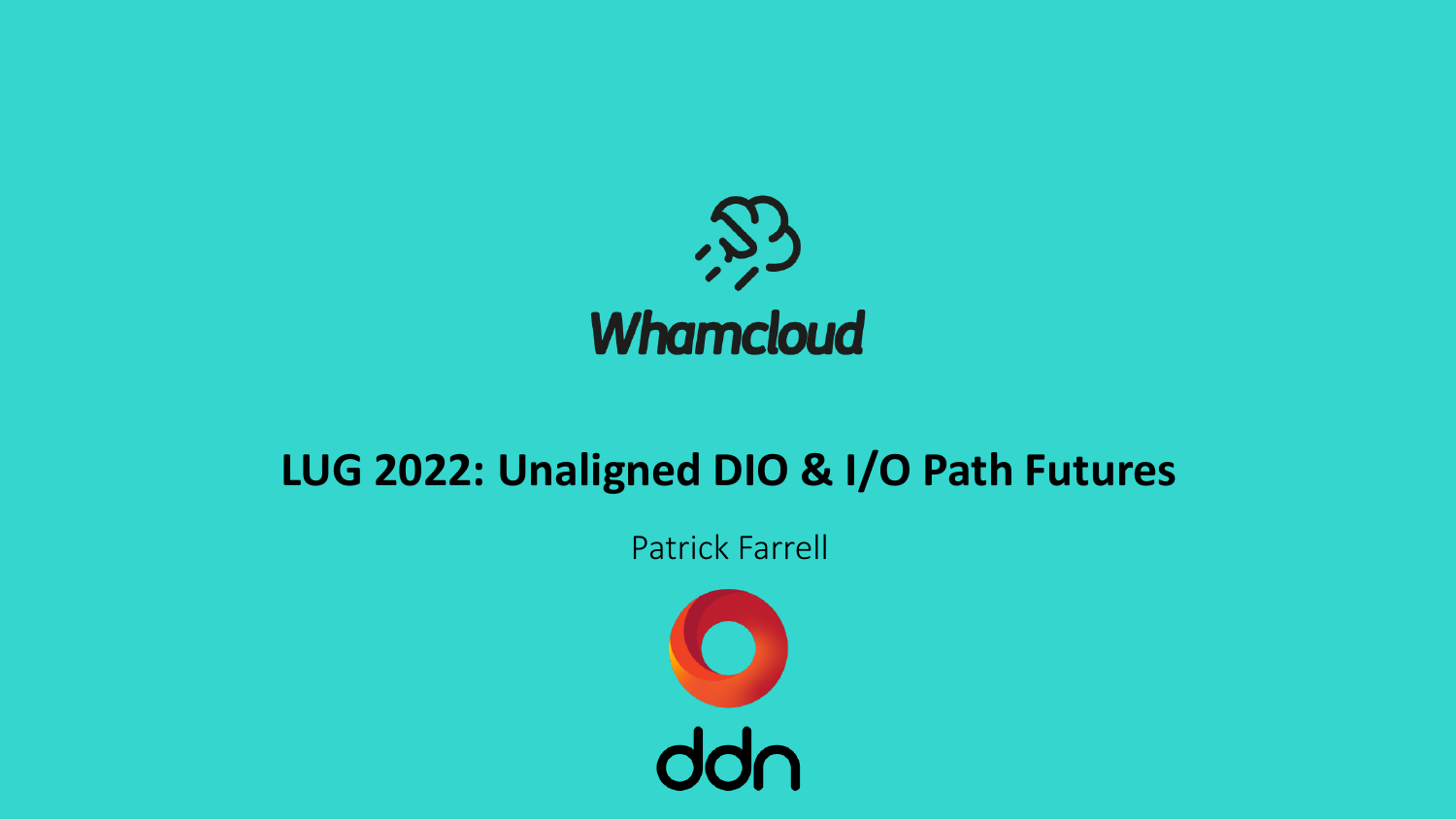Whamcloud

# LUG 2022: Unaligned DIO & I/O Path Futures

Patrick Farrell

ddn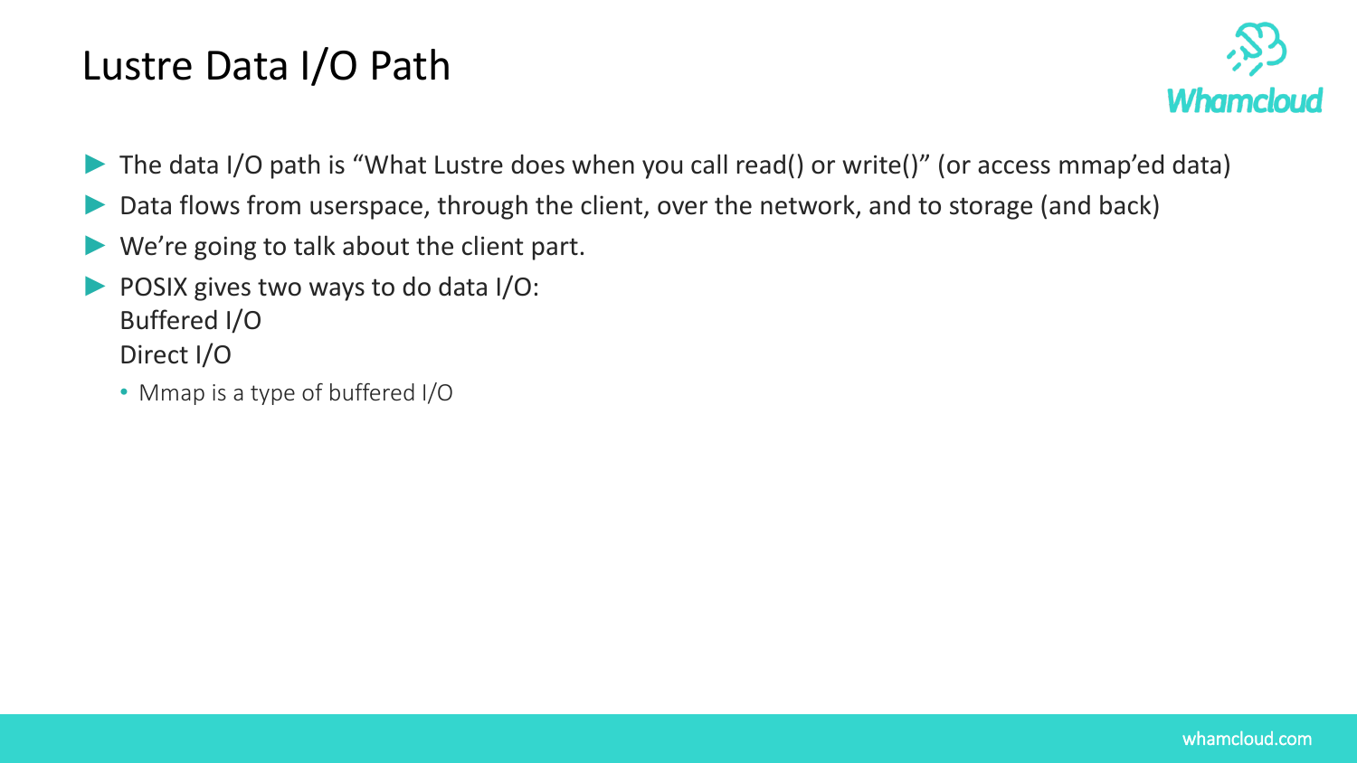# Lustre Data I/O Path

- The data I/O path is "What Lustre does when you call read() or write()" (or access mmap'ed data)
- Data flows from userspace, through the client, over the network, and to storage (and back)
- We're going to talk about the client part.
- POSIX gives two ways to do data I/O:
  Buffered I/O
  Direct I/O
  - Mmap is a type of buffered I/O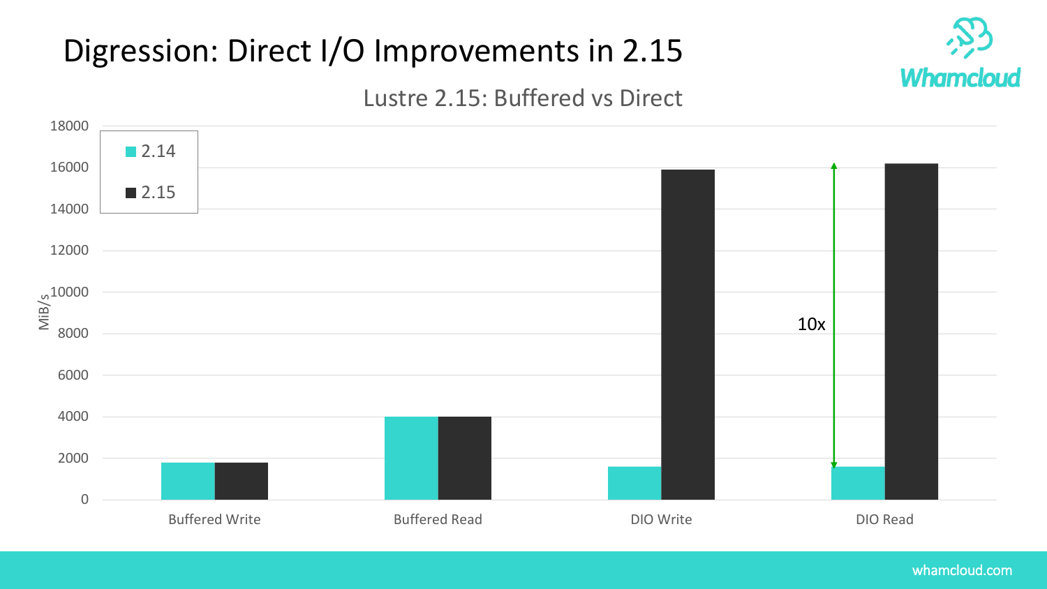# Digression: Direct I/O Improvements in 2.15

## Lustre 2.15: Buffered vs Direct

Legend: 2.14, 2.15

MiB/s: 0, 2000, 4000, 6000, 8000, 10000, 12000, 14000, 16000, 18000

Buffered Write | Buffered Read | DIO Write | DIO Read

10x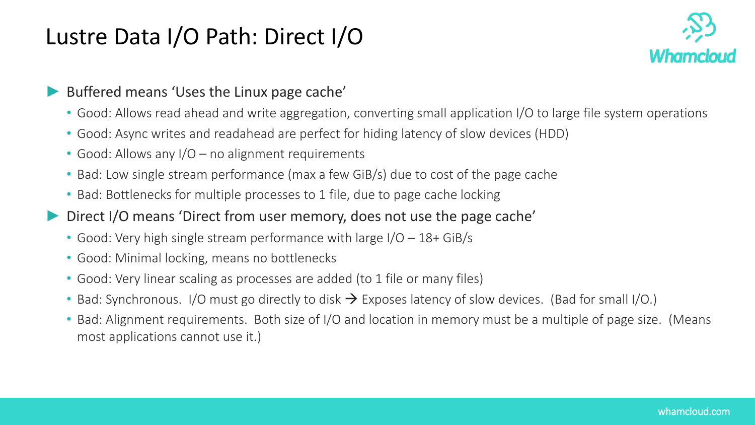# Lustre Data I/O Path: Direct I/O

- Buffered means 'Uses the Linux page cache'
  - Good: Allows read ahead and write aggregation, converting small application I/O to large file system operations
  - Good: Async writes and readahead are perfect for hiding latency of slow devices (HDD)
  - Good: Allows any I/O – no alignment requirements
  - Bad: Low single stream performance (max a few GiB/s) due to cost of the page cache
  - Bad: Bottlenecks for multiple processes to 1 file, due to page cache locking
- Direct I/O means 'Direct from user memory, does not use the page cache'
  - Good: Very high single stream performance with large I/O – 18+ GiB/s
  - Good: Minimal locking, means no bottlenecks
  - Good: Very linear scaling as processes are added (to 1 file or many files)
  - Bad: Synchronous. I/O must go directly to disk → Exposes latency of slow devices. (Bad for small I/O.)
  - Bad: Alignment requirements. Both size of I/O and location in memory must be a multiple of page size. (Means most applications cannot use it.)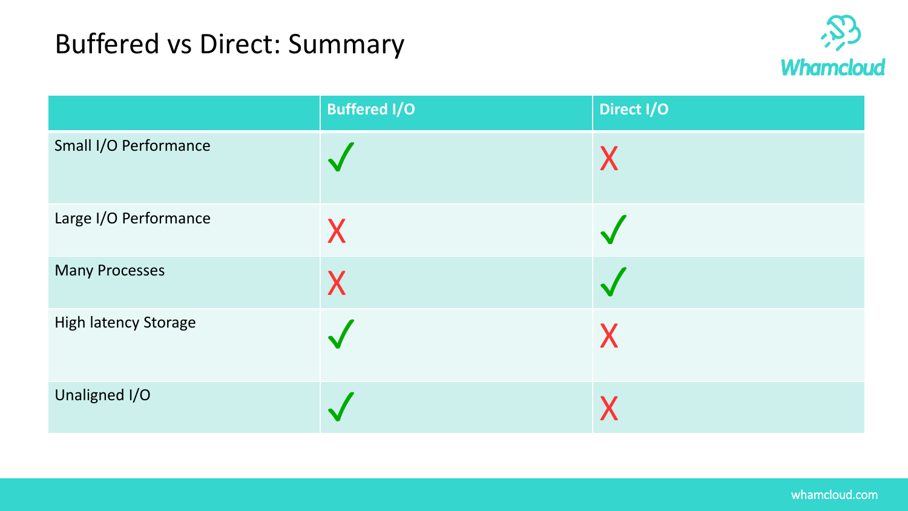# Buffered vs Direct: Summary

| | Buffered I/O | Direct I/O |
|---|---|---|
| Small I/O Performance | ✓ | X |
| Large I/O Performance | X | ✓ |
| Many Processes | X | ✓ |
| High latency Storage | ✓ | X |
| Unaligned I/O | ✓ | X |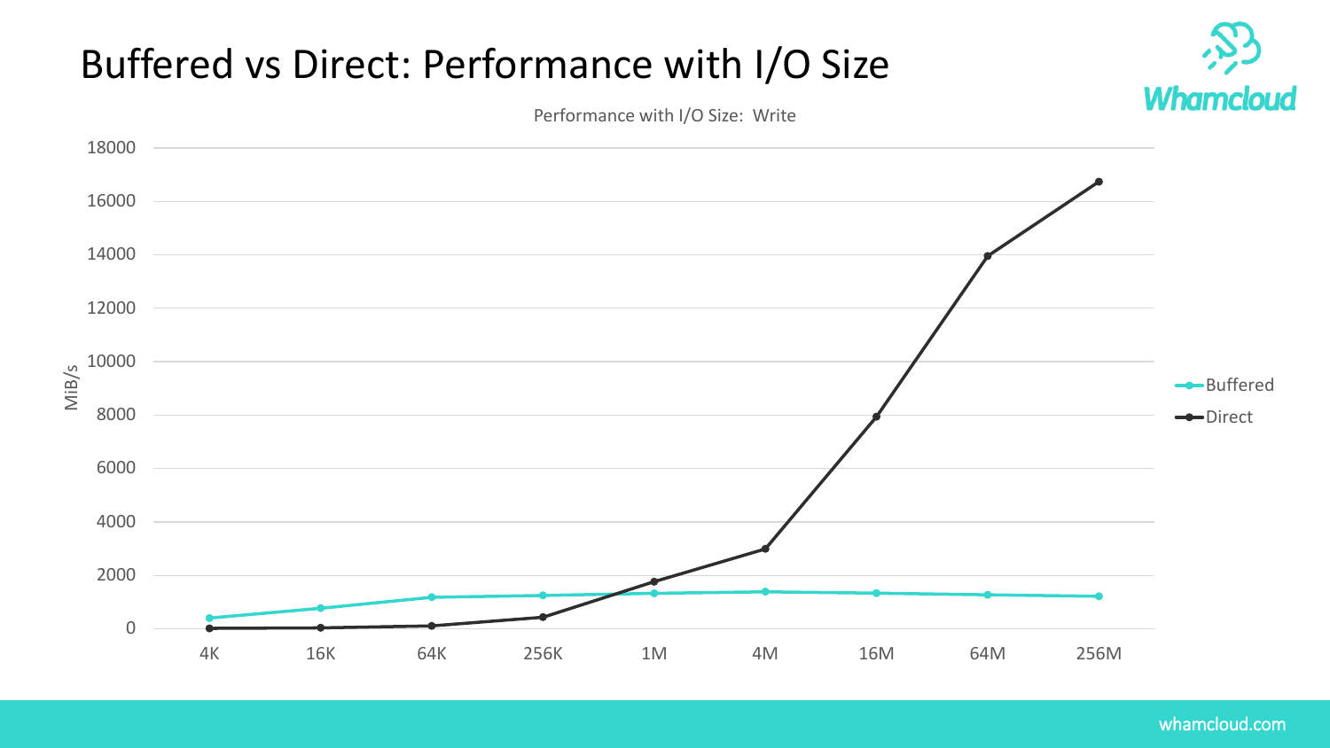# Buffered vs Direct: Performance with I/O Size

Performance with I/O Size: Write

| I/O Size | Buffered (MiB/s) | Direct (MiB/s) |
| --- | --- | --- |
| 4K | ~400 | ~0 |
| 16K | ~750 | ~20 |
| 64K | ~1200 | ~100 |
| 256K | ~1250 | ~450 |
| 1M | ~1350 | ~1750 |
| 4M | ~1400 | ~3000 |
| 16M | ~1350 | ~7950 |
| 64M | ~1280 | ~13950 |
| 256M | ~1230 | ~16750 |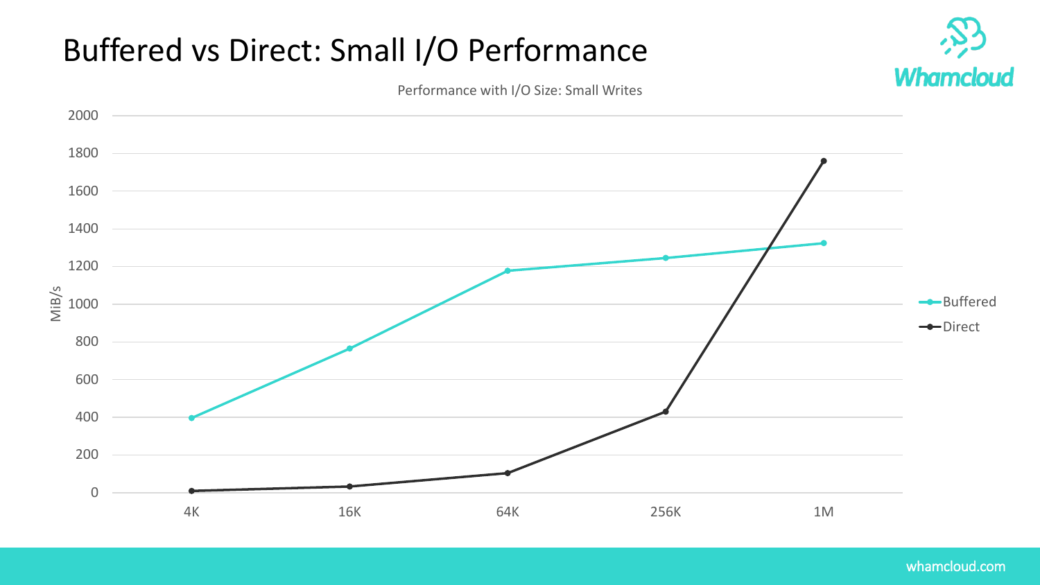# Buffered vs Direct: Small I/O Performance

Performance with I/O Size: Small Writes

| I/O Size | Buffered (MiB/s) | Direct (MiB/s) |
| --- | --- | --- |
| 4K | ~395 | ~10 |
| 16K | ~765 | ~35 |
| 64K | ~1175 | ~105 |
| 256K | ~1245 | ~430 |
| 1M | ~1325 | ~1760 |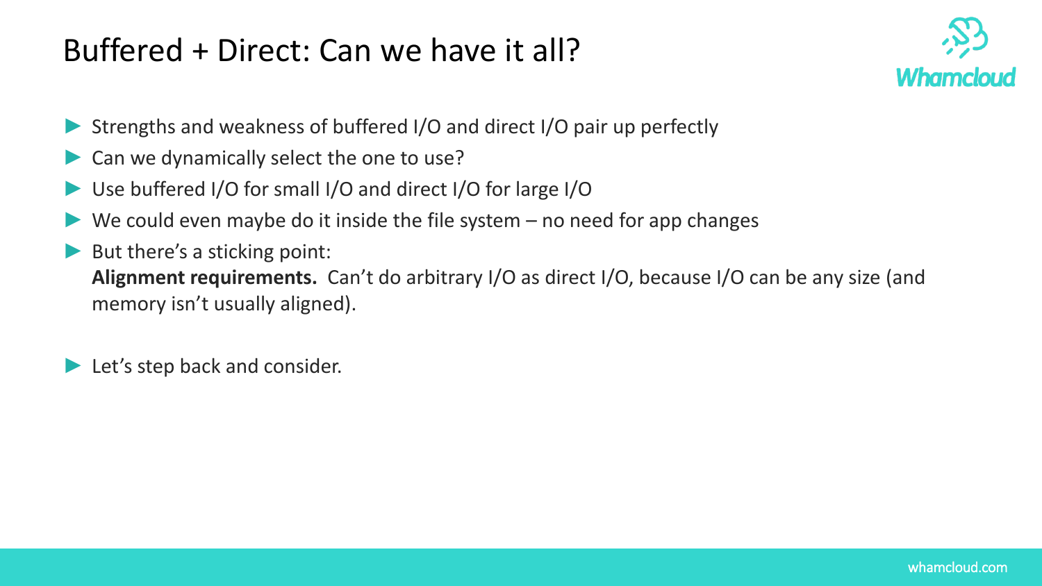# Buffered + Direct: Can we have it all?

- Strengths and weakness of buffered I/O and direct I/O pair up perfectly
- Can we dynamically select the one to use?
- Use buffered I/O for small I/O and direct I/O for large I/O
- We could even maybe do it inside the file system – no need for app changes
- But there's a sticking point:
  **Alignment requirements.** Can't do arbitrary I/O as direct I/O, because I/O can be any size (and memory isn't usually aligned).

- Let's step back and consider.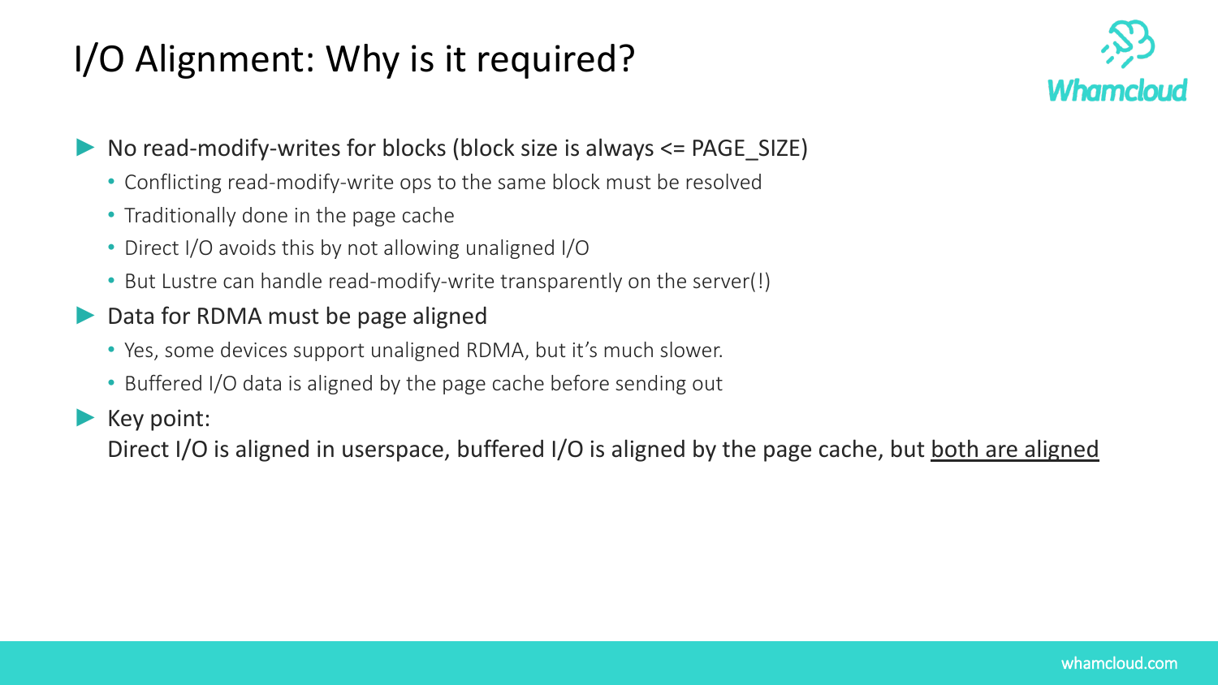# I/O Alignment: Why is it required?

- No read-modify-writes for blocks (block size is always <= PAGE_SIZE)
  - Conflicting read-modify-write ops to the same block must be resolved
  - Traditionally done in the page cache
  - Direct I/O avoids this by not allowing unaligned I/O
  - But Lustre can handle read-modify-write transparently on the server(!)
- Data for RDMA must be page aligned
  - Yes, some devices support unaligned RDMA, but it's much slower.
  - Buffered I/O data is aligned by the page cache before sending out
- Key point:
  Direct I/O is aligned in userspace, buffered I/O is aligned by the page cache, but <u>both are aligned</u>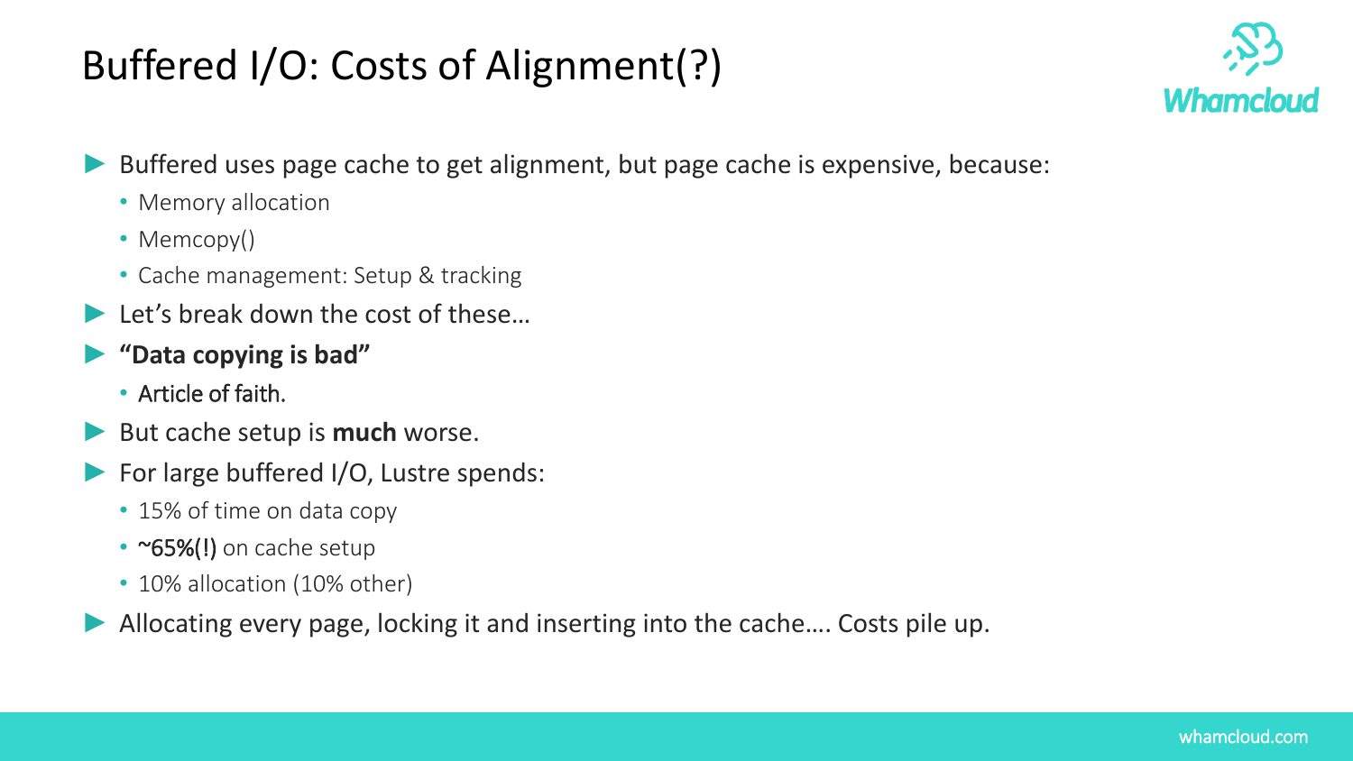# Buffered I/O: Costs of Alignment(?)

- Buffered uses page cache to get alignment, but page cache is expensive, because:
  - Memory allocation
  - Memcopy()
  - Cache management: Setup & tracking
- Let's break down the cost of these…
- **"Data copying is bad"**
  - Article of faith.
- But cache setup is **much** worse.
- For large buffered I/O, Lustre spends:
  - 15% of time on data copy
  - **~65%(!)** on cache setup
  - 10% allocation (10% other)
- Allocating every page, locking it and inserting into the cache…. Costs pile up.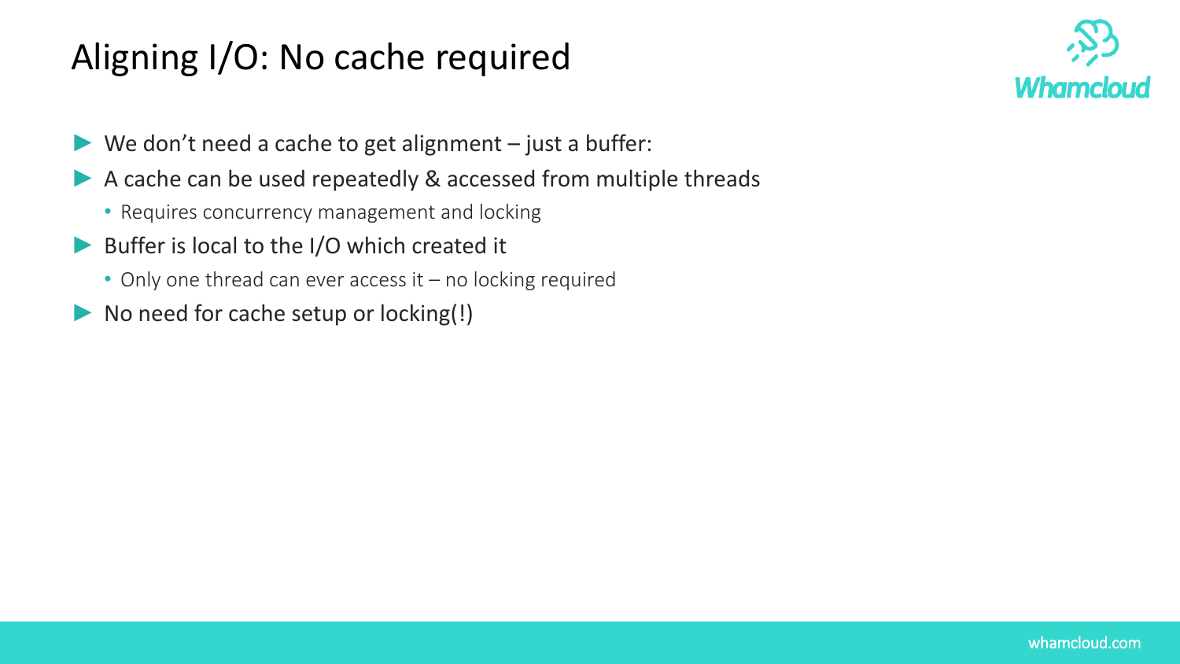# Aligning I/O: No cache required

- We don't need a cache to get alignment – just a buffer:
- A cache can be used repeatedly & accessed from multiple threads
  - Requires concurrency management and locking
- Buffer is local to the I/O which created it
  - Only one thread can ever access it – no locking required
- No need for cache setup or locking(!)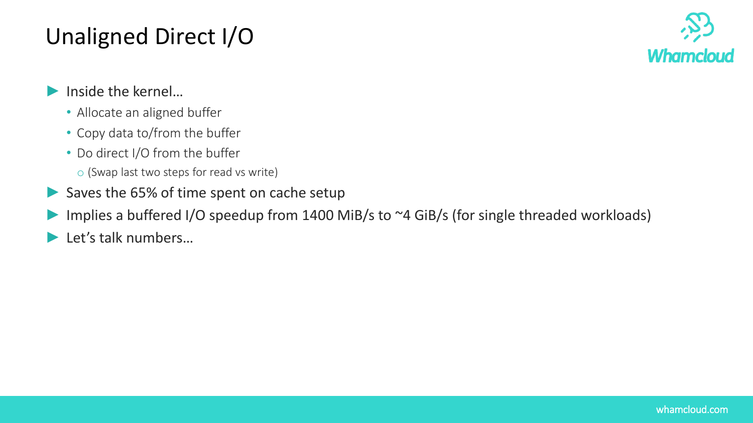# Unaligned Direct I/O

- Inside the kernel…
  - Allocate an aligned buffer
  - Copy data to/from the buffer
  - Do direct I/O from the buffer
    - (Swap last two steps for read vs write)
- Saves the 65% of time spent on cache setup
- Implies a buffered I/O speedup from 1400 MiB/s to ~4 GiB/s (for single threaded workloads)
- Let’s talk numbers…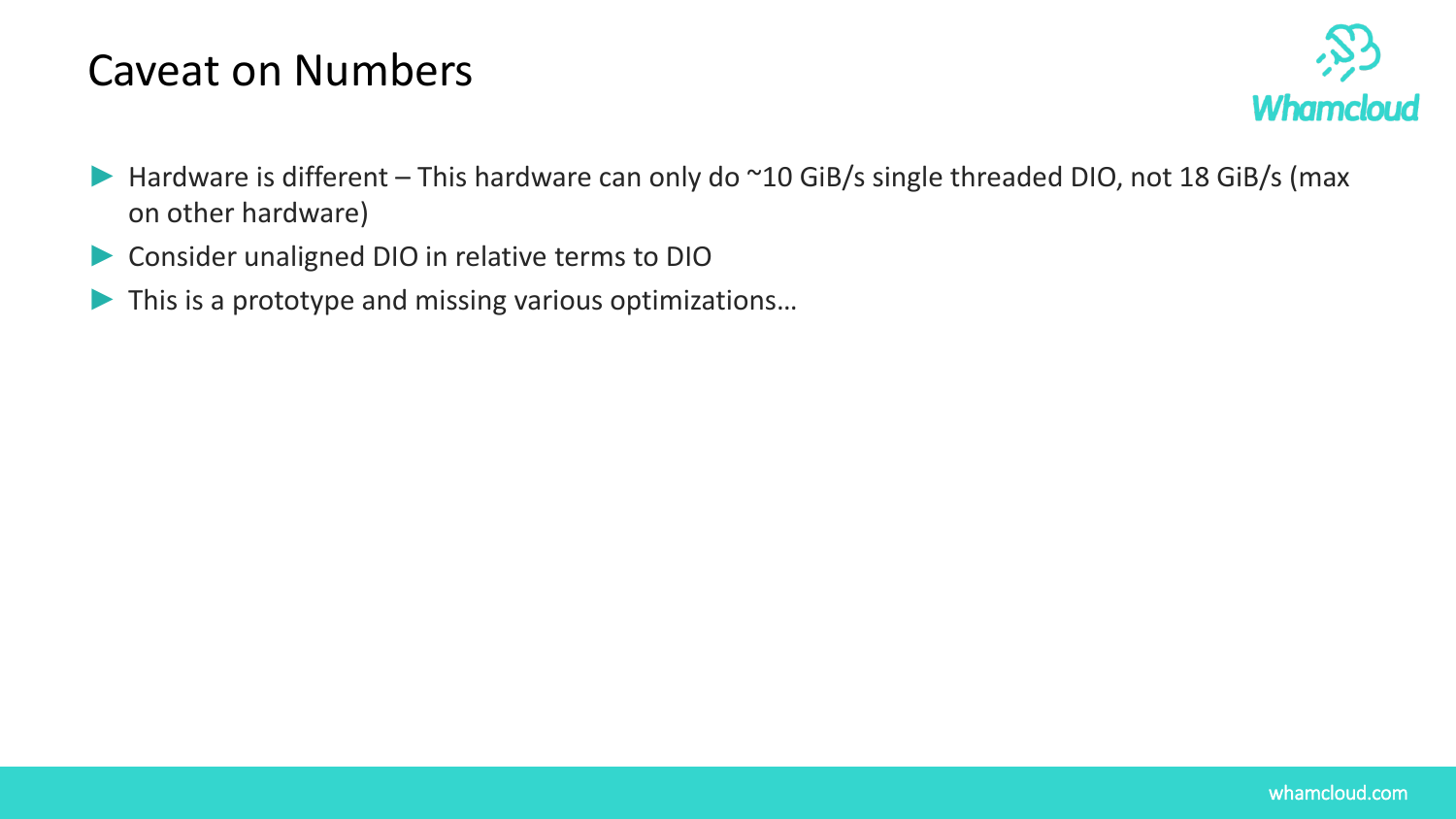# Caveat on Numbers

- Hardware is different – This hardware can only do ~10 GiB/s single threaded DIO, not 18 GiB/s (max on other hardware)
- Consider unaligned DIO in relative terms to DIO
- This is a prototype and missing various optimizations…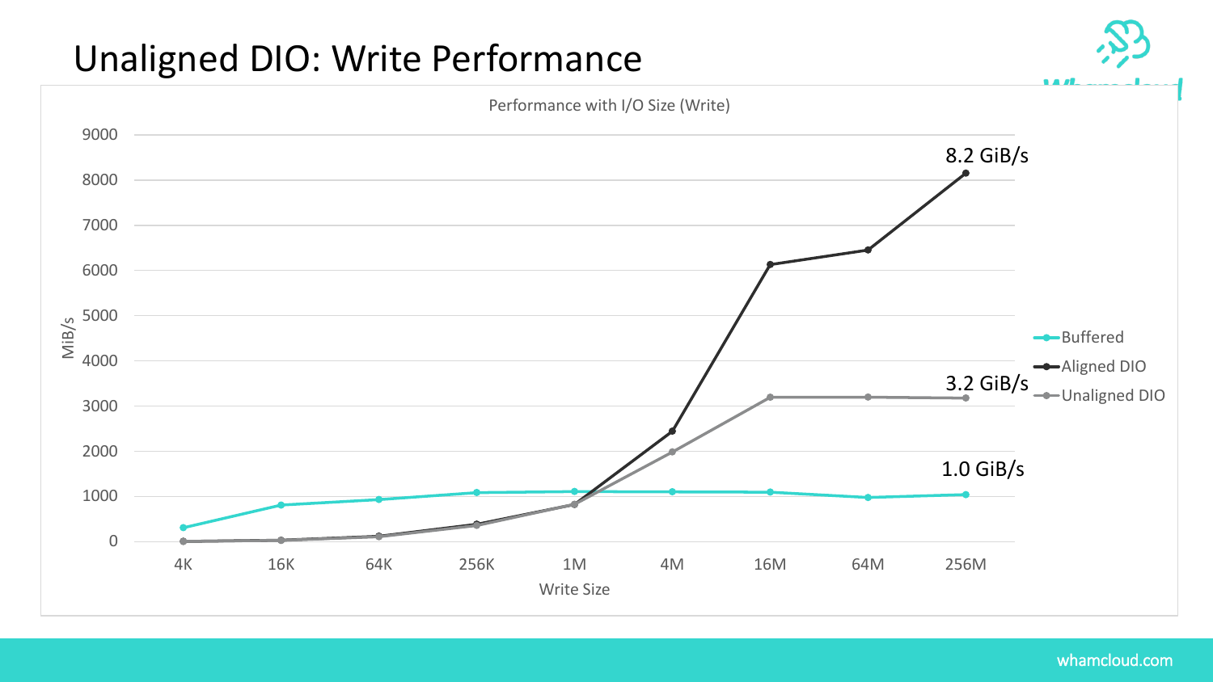# Unaligned DIO: Write Performance

Performance with I/O Size (Write)

| Write Size | Buffered | Aligned DIO | Unaligned DIO |
|---|---|---|---|
| 4K | | | |
| 16K | | | |
| 64K | | | |
| 256K | | | |
| 1M | | | |
| 4M | | | |
| 16M | | | |
| 64M | | | |
| 256M | 1.0 GiB/s | 8.2 GiB/s | 3.2 GiB/s |

MiB/s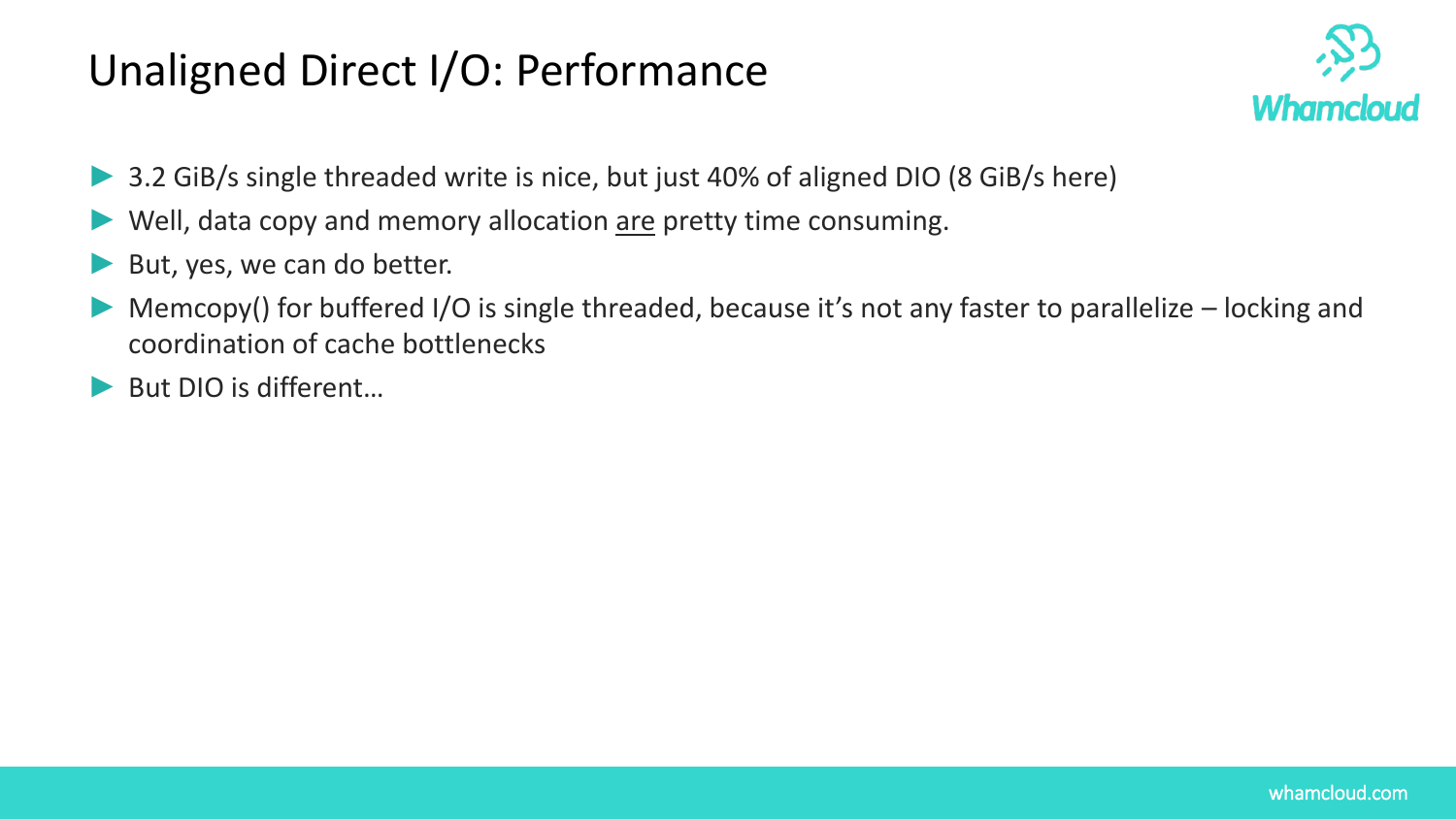# Unaligned Direct I/O: Performance

- 3.2 GiB/s single threaded write is nice, but just 40% of aligned DIO (8 GiB/s here)
- Well, data copy and memory allocation <u>are</u> pretty time consuming.
- But, yes, we can do better.
- Memcopy() for buffered I/O is single threaded, because it's not any faster to parallelize – locking and coordination of cache bottlenecks
- But DIO is different…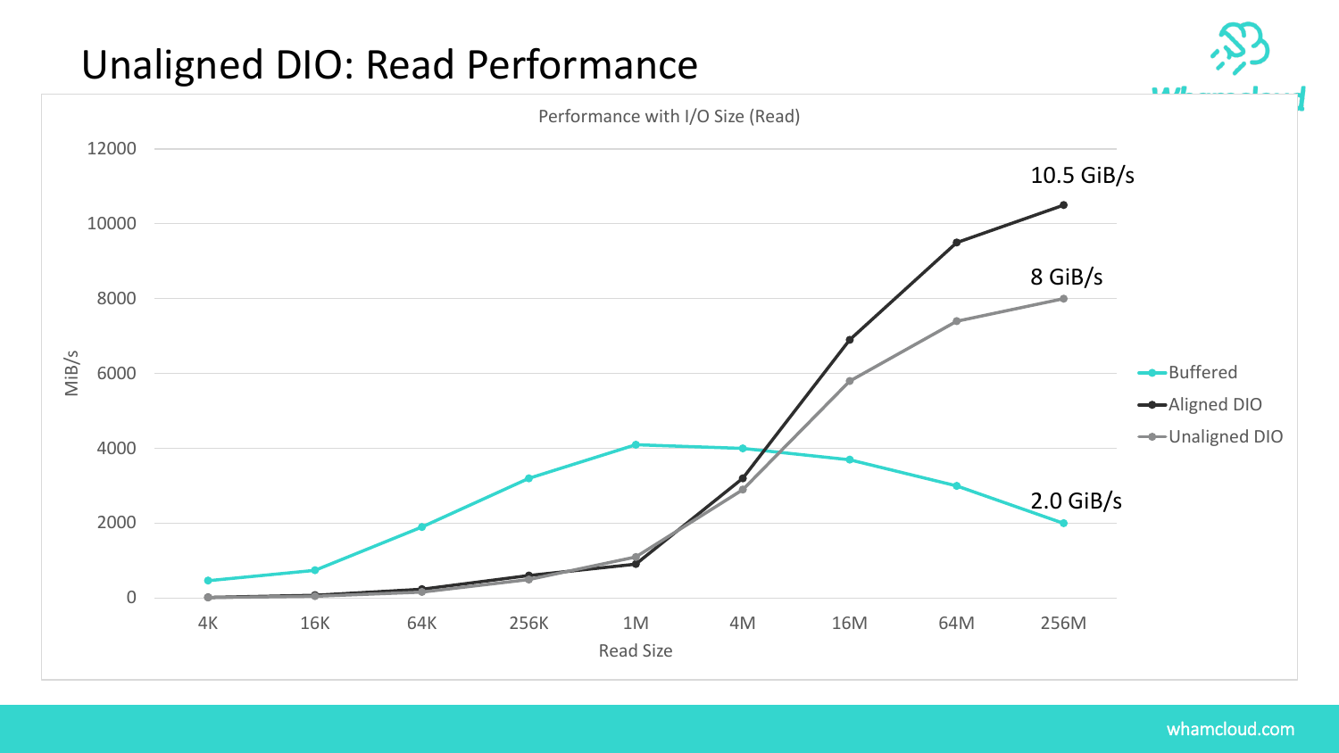# Unaligned DIO: Read Performance

Performance with I/O Size (Read)

MiB/s

Read Size

10.5 GiB/s

8 GiB/s

2.0 GiB/s

- Buffered
- Aligned DIO
- Unaligned DIO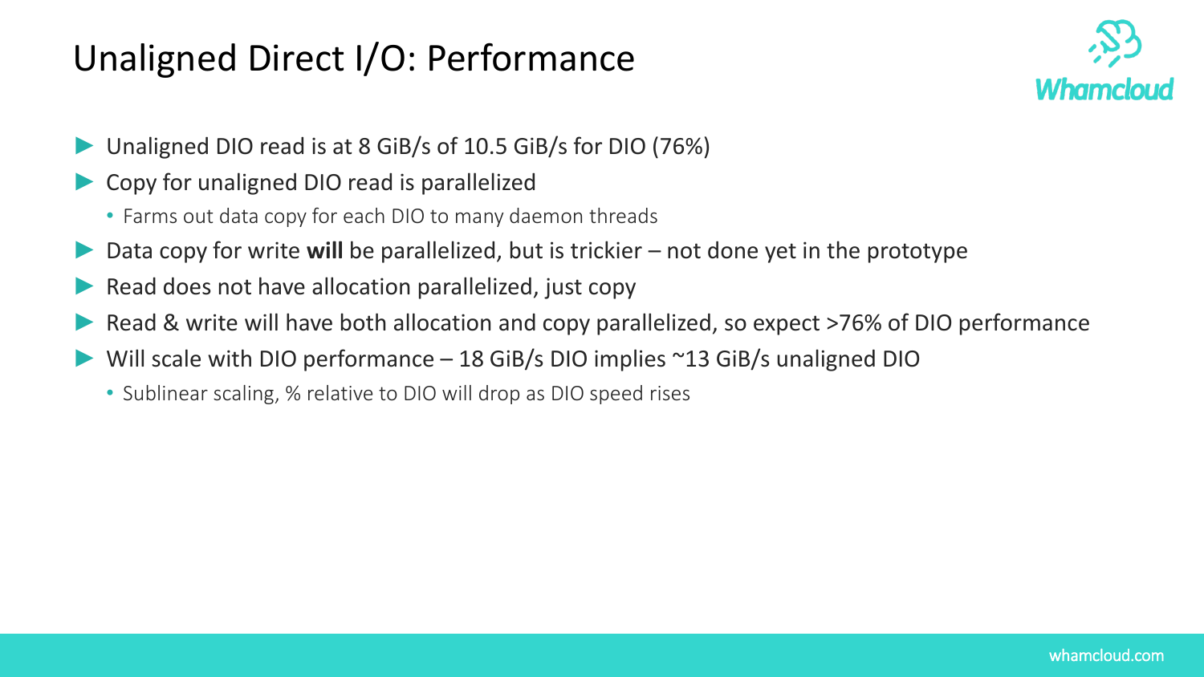# Unaligned Direct I/O: Performance

- Unaligned DIO read is at 8 GiB/s of 10.5 GiB/s for DIO (76%)
- Copy for unaligned DIO read is parallelized
  - Farms out data copy for each DIO to many daemon threads
- Data copy for write **will** be parallelized, but is trickier – not done yet in the prototype
- Read does not have allocation parallelized, just copy
- Read & write will have both allocation and copy parallelized, so expect >76% of DIO performance
- Will scale with DIO performance – 18 GiB/s DIO implies ~13 GiB/s unaligned DIO
  - Sublinear scaling, % relative to DIO will drop as DIO speed rises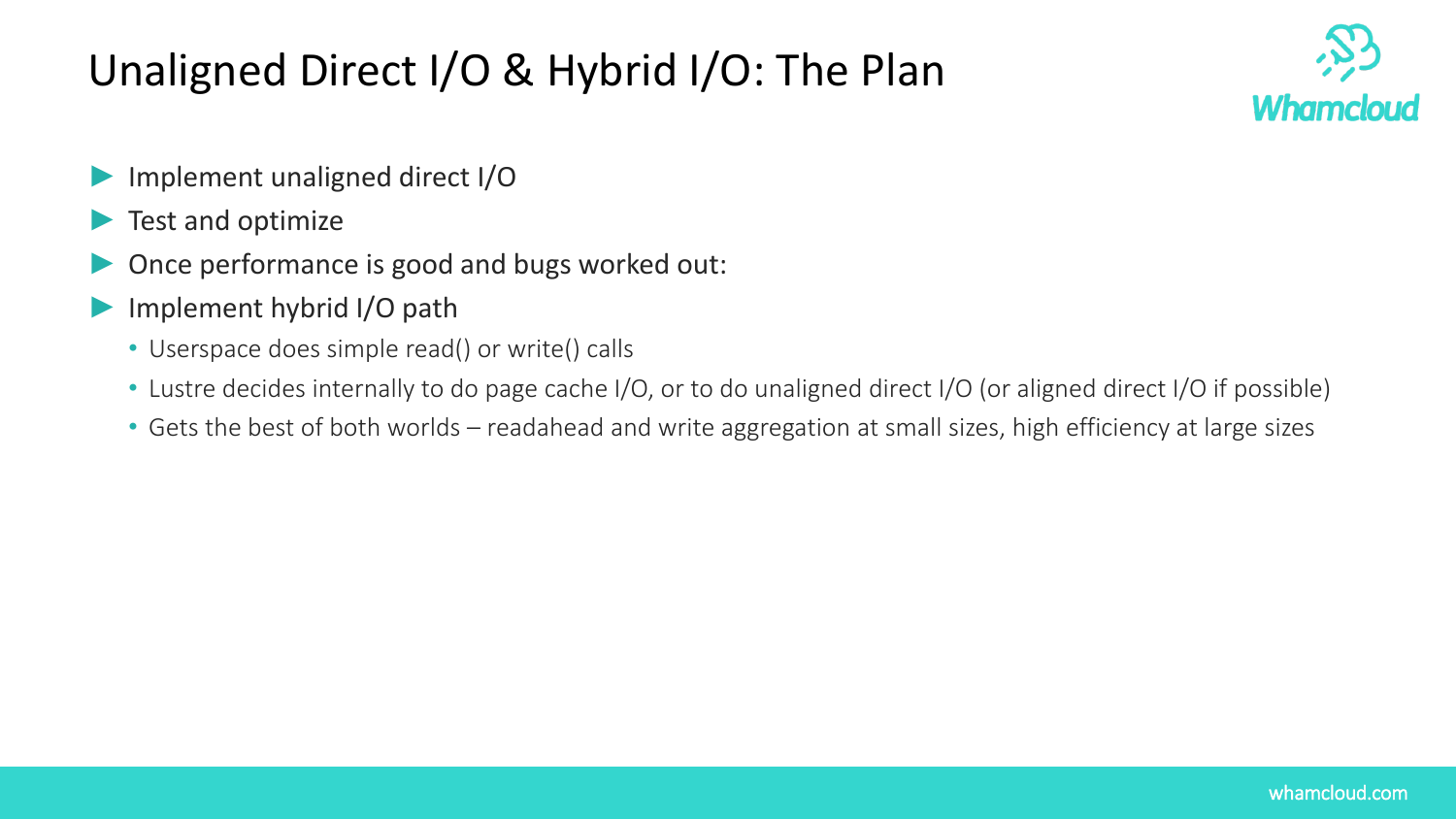# Unaligned Direct I/O & Hybrid I/O: The Plan

- Implement unaligned direct I/O
- Test and optimize
- Once performance is good and bugs worked out:
- Implement hybrid I/O path
  - Userspace does simple read() or write() calls
  - Lustre decides internally to do page cache I/O, or to do unaligned direct I/O (or aligned direct I/O if possible)
  - Gets the best of both worlds – readahead and write aggregation at small sizes, high efficiency at large sizes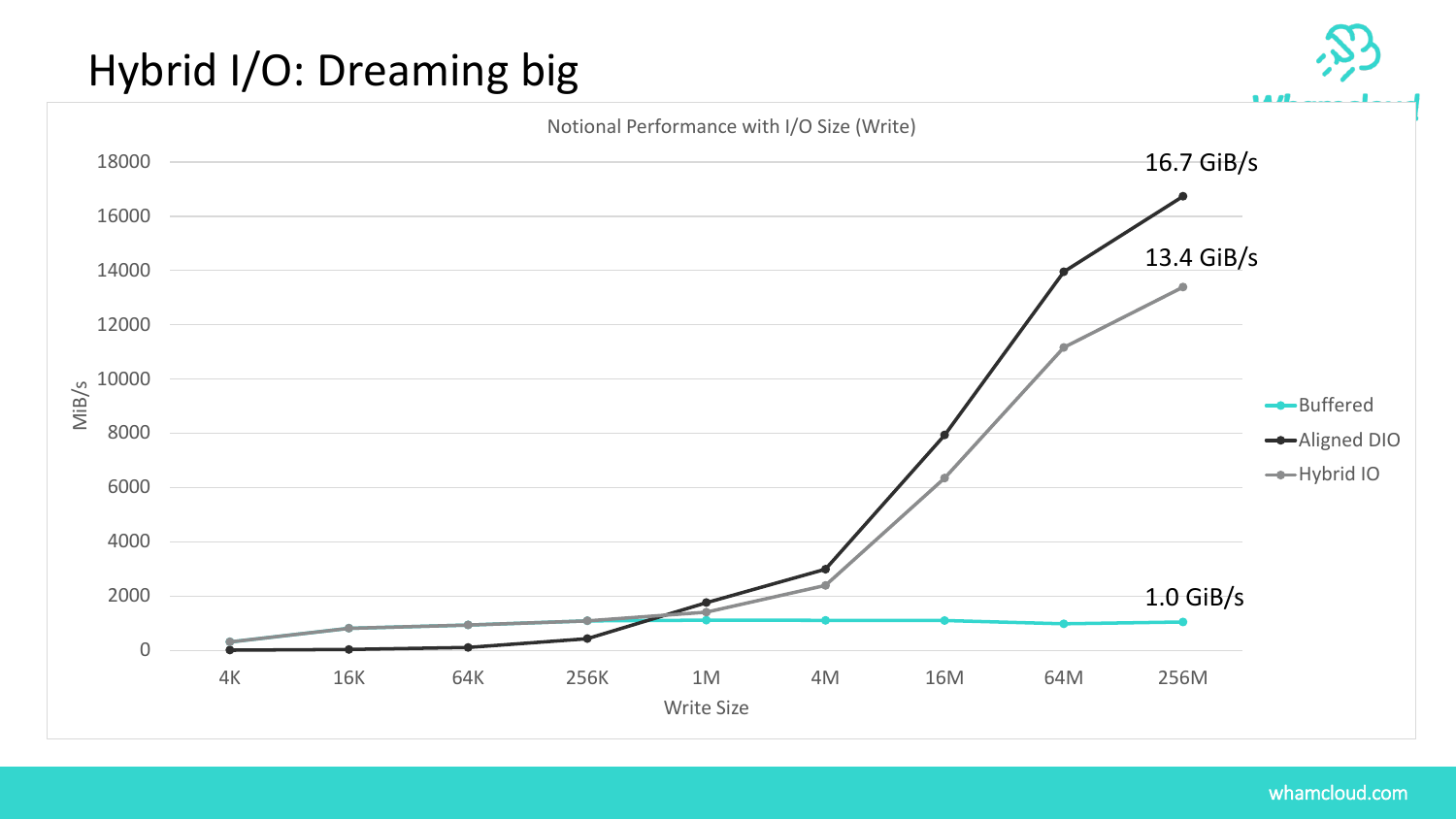# Hybrid I/O: Dreaming big

Notional Performance with I/O Size (Write)

MiB/s

Write Size

16.7 GiB/s

13.4 GiB/s

1.0 GiB/s

- Buffered
- Aligned DIO
- Hybrid IO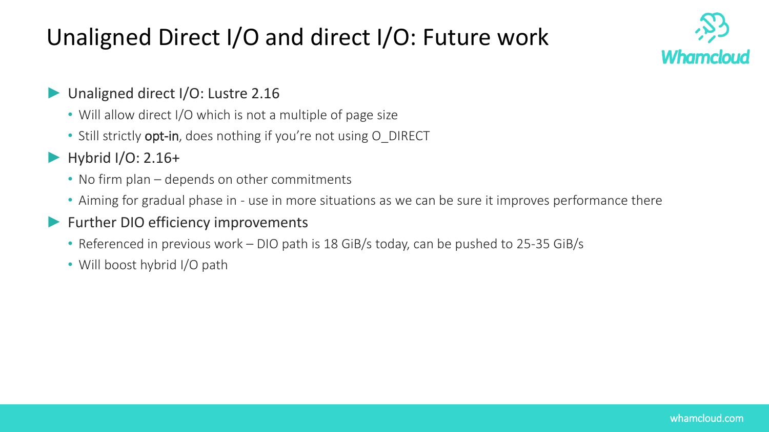# Unaligned Direct I/O and direct I/O: Future work

- Unaligned direct I/O: Lustre 2.16
  - Will allow direct I/O which is not a multiple of page size
  - Still strictly **opt-in**, does nothing if you're not using O_DIRECT
- Hybrid I/O: 2.16+
  - No firm plan – depends on other commitments
  - Aiming for gradual phase in - use in more situations as we can be sure it improves performance there
- Further DIO efficiency improvements
  - Referenced in previous work – DIO path is 18 GiB/s today, can be pushed to 25-35 GiB/s
  - Will boost hybrid I/O path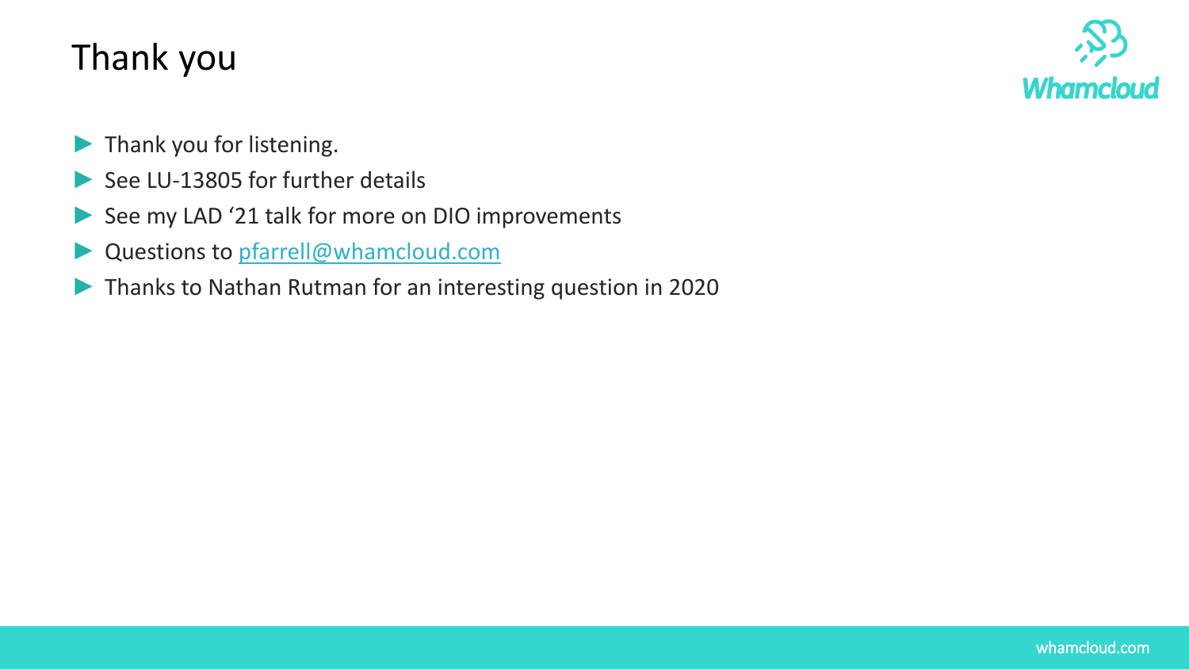# Thank you

- Thank you for listening.
- See LU-13805 for further details
- See my LAD '21 talk for more on DIO improvements
- Questions to pfarrell@whamcloud.com
- Thanks to Nathan Rutman for an interesting question in 2020